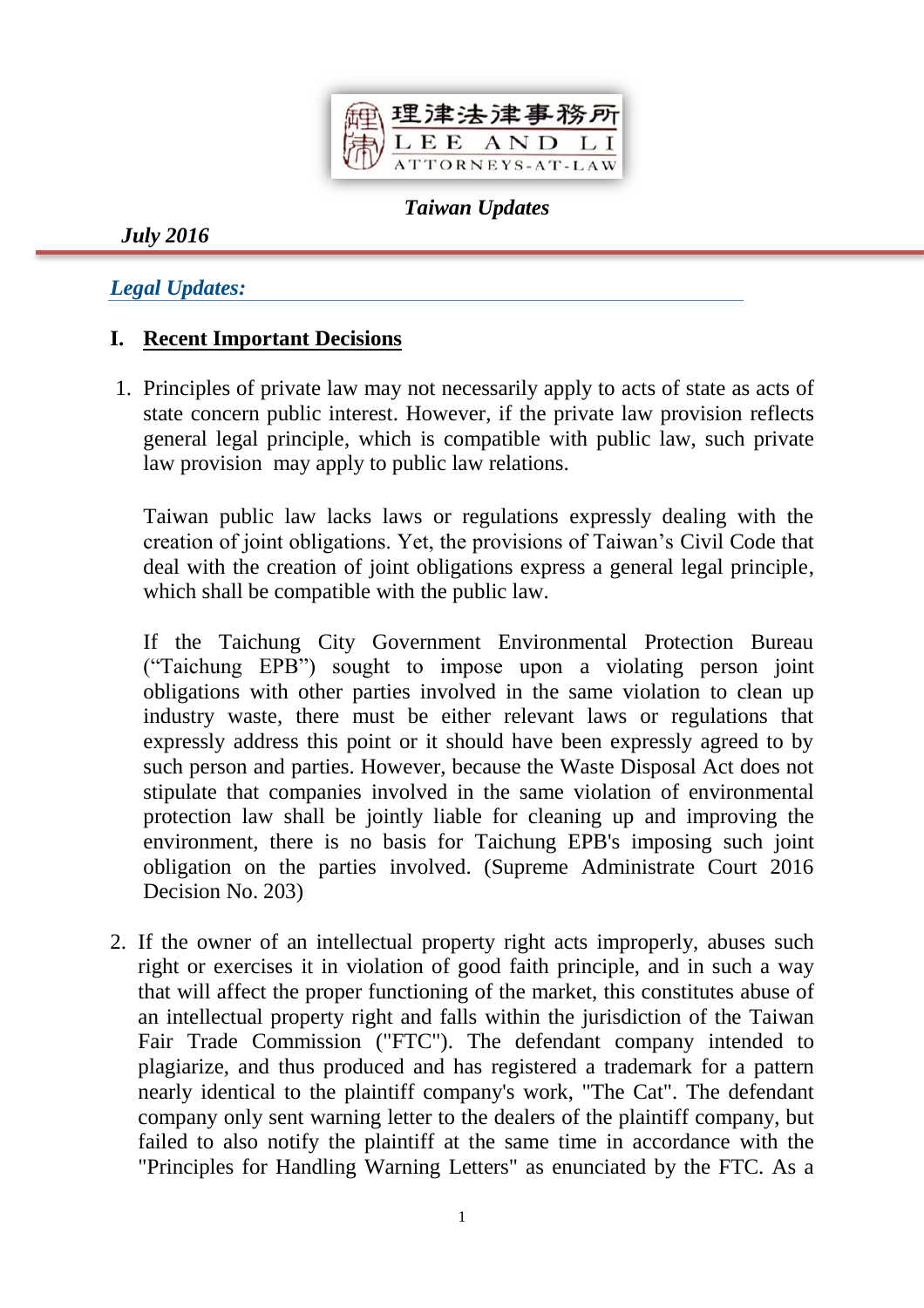理律法律事務所
LEE AND LI
ATTORNEYS-AT-LAW

*Taiwan Updates*

*July 2016*

## *Legal Updates:*

### I. Recent Important Decisions

1. Principles of private law may not necessarily apply to acts of state as acts of state concern public interest. However, if the private law provision reflects general legal principle, which is compatible with public law, such private law provision may apply to public law relations.

   Taiwan public law lacks laws or regulations expressly dealing with the creation of joint obligations. Yet, the provisions of Taiwan's Civil Code that deal with the creation of joint obligations express a general legal principle, which shall be compatible with the public law.

   If the Taichung City Government Environmental Protection Bureau ("Taichung EPB") sought to impose upon a violating person joint obligations with other parties involved in the same violation to clean up industry waste, there must be either relevant laws or regulations that expressly address this point or it should have been expressly agreed to by such person and parties. However, because the Waste Disposal Act does not stipulate that companies involved in the same violation of environmental protection law shall be jointly liable for cleaning up and improving the environment, there is no basis for Taichung EPB's imposing such joint obligation on the parties involved. (Supreme Administrate Court 2016 Decision No. 203)

2. If the owner of an intellectual property right acts improperly, abuses such right or exercises it in violation of good faith principle, and in such a way that will affect the proper functioning of the market, this constitutes abuse of an intellectual property right and falls within the jurisdiction of the Taiwan Fair Trade Commission ("FTC"). The defendant company intended to plagiarize, and thus produced and has registered a trademark for a pattern nearly identical to the plaintiff company's work, "The Cat". The defendant company only sent warning letter to the dealers of the plaintiff company, but failed to also notify the plaintiff at the same time in accordance with the "Principles for Handling Warning Letters" as enunciated by the FTC. As a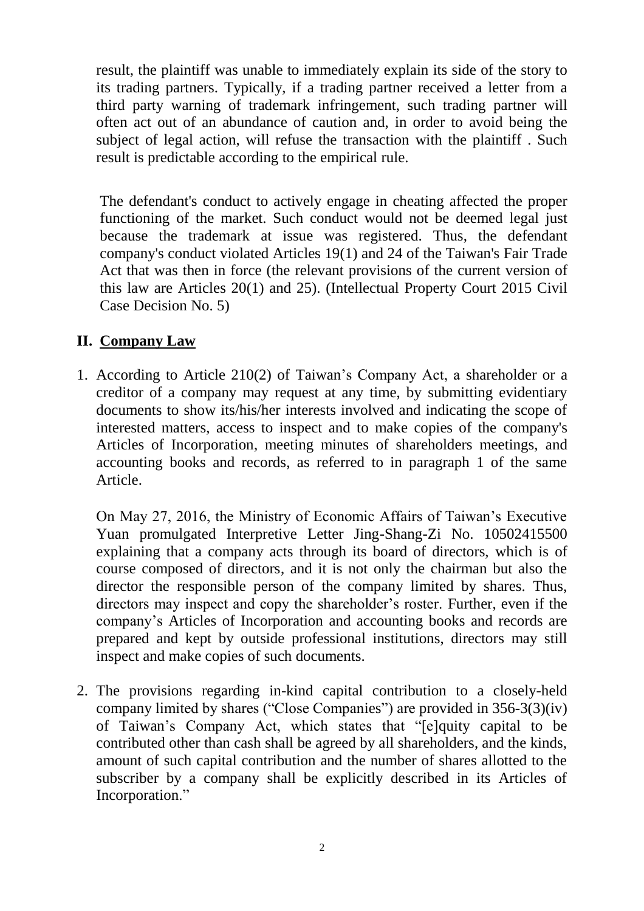result, the plaintiff was unable to immediately explain its side of the story to its trading partners. Typically, if a trading partner received a letter from a third party warning of trademark infringement, such trading partner will often act out of an abundance of caution and, in order to avoid being the subject of legal action, will refuse the transaction with the plaintiff . Such result is predictable according to the empirical rule.

The defendant's conduct to actively engage in cheating affected the proper functioning of the market. Such conduct would not be deemed legal just because the trademark at issue was registered. Thus, the defendant company's conduct violated Articles 19(1) and 24 of the Taiwan's Fair Trade Act that was then in force (the relevant provisions of the current version of this law are Articles 20(1) and 25). (Intellectual Property Court 2015 Civil Case Decision No. 5)

## II. Company Law

1. According to Article 210(2) of Taiwan's Company Act, a shareholder or a creditor of a company may request at any time, by submitting evidentiary documents to show its/his/her interests involved and indicating the scope of interested matters, access to inspect and to make copies of the company's Articles of Incorporation, meeting minutes of shareholders meetings, and accounting books and records, as referred to in paragraph 1 of the same Article.

   On May 27, 2016, the Ministry of Economic Affairs of Taiwan's Executive Yuan promulgated Interpretive Letter Jing-Shang-Zi No. 10502415500 explaining that a company acts through its board of directors, which is of course composed of directors, and it is not only the chairman but also the director the responsible person of the company limited by shares. Thus, directors may inspect and copy the shareholder's roster. Further, even if the company's Articles of Incorporation and accounting books and records are prepared and kept by outside professional institutions, directors may still inspect and make copies of such documents.

2. The provisions regarding in-kind capital contribution to a closely-held company limited by shares ("Close Companies") are provided in 356-3(3)(iv) of Taiwan's Company Act, which states that "[e]quity capital to be contributed other than cash shall be agreed by all shareholders, and the kinds, amount of such capital contribution and the number of shares allotted to the subscriber by a company shall be explicitly described in its Articles of Incorporation."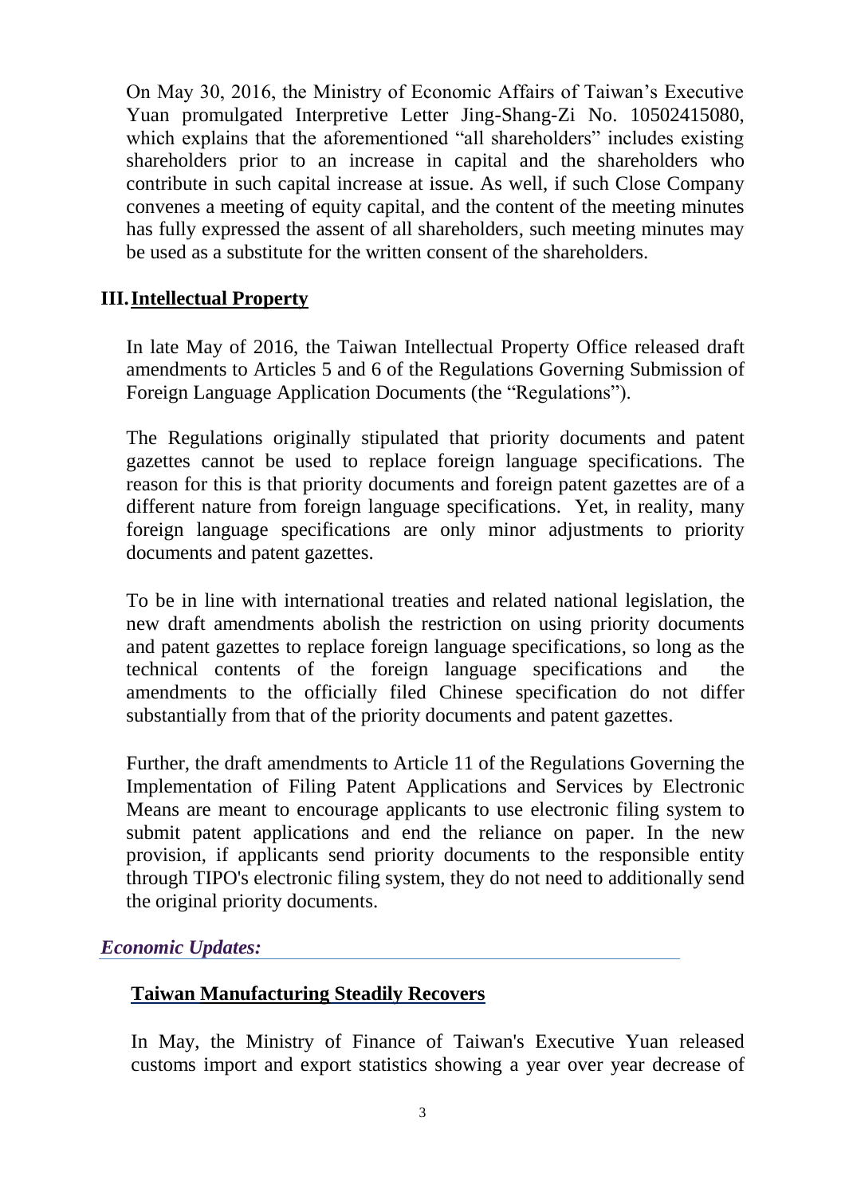On May 30, 2016, the Ministry of Economic Affairs of Taiwan's Executive Yuan promulgated Interpretive Letter Jing-Shang-Zi No. 10502415080, which explains that the aforementioned "all shareholders" includes existing shareholders prior to an increase in capital and the shareholders who contribute in such capital increase at issue. As well, if such Close Company convenes a meeting of equity capital, and the content of the meeting minutes has fully expressed the assent of all shareholders, such meeting minutes may be used as a substitute for the written consent of the shareholders.

## III. Intellectual Property

In late May of 2016, the Taiwan Intellectual Property Office released draft amendments to Articles 5 and 6 of the Regulations Governing Submission of Foreign Language Application Documents (the "Regulations").

The Regulations originally stipulated that priority documents and patent gazettes cannot be used to replace foreign language specifications. The reason for this is that priority documents and foreign patent gazettes are of a different nature from foreign language specifications. Yet, in reality, many foreign language specifications are only minor adjustments to priority documents and patent gazettes.

To be in line with international treaties and related national legislation, the new draft amendments abolish the restriction on using priority documents and patent gazettes to replace foreign language specifications, so long as the technical contents of the foreign language specifications and the amendments to the officially filed Chinese specification do not differ substantially from that of the priority documents and patent gazettes.

Further, the draft amendments to Article 11 of the Regulations Governing the Implementation of Filing Patent Applications and Services by Electronic Means are meant to encourage applicants to use electronic filing system to submit patent applications and end the reliance on paper. In the new provision, if applicants send priority documents to the responsible entity through TIPO's electronic filing system, they do not need to additionally send the original priority documents.

## *Economic Updates:*

### Taiwan Manufacturing Steadily Recovers

In May, the Ministry of Finance of Taiwan's Executive Yuan released customs import and export statistics showing a year over year decrease of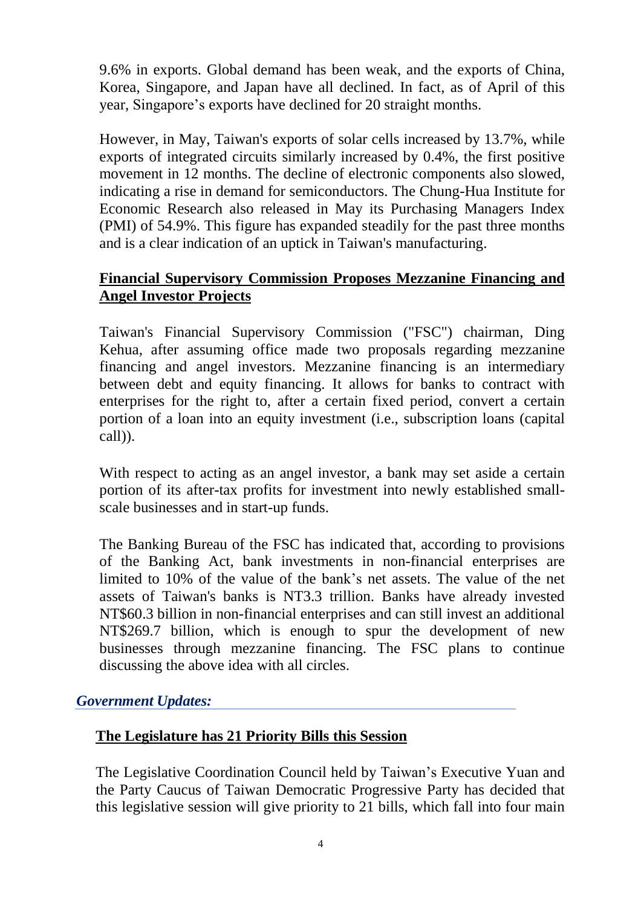9.6% in exports. Global demand has been weak, and the exports of China, Korea, Singapore, and Japan have all declined. In fact, as of April of this year, Singapore's exports have declined for 20 straight months.

However, in May, Taiwan's exports of solar cells increased by 13.7%, while exports of integrated circuits similarly increased by 0.4%, the first positive movement in 12 months. The decline of electronic components also slowed, indicating a rise in demand for semiconductors. The Chung-Hua Institute for Economic Research also released in May its Purchasing Managers Index (PMI) of 54.9%. This figure has expanded steadily for the past three months and is a clear indication of an uptick in Taiwan's manufacturing.

### Financial Supervisory Commission Proposes Mezzanine Financing and Angel Investor Projects

Taiwan's Financial Supervisory Commission ("FSC") chairman, Ding Kehua, after assuming office made two proposals regarding mezzanine financing and angel investors. Mezzanine financing is an intermediary between debt and equity financing. It allows for banks to contract with enterprises for the right to, after a certain fixed period, convert a certain portion of a loan into an equity investment (i.e., subscription loans (capital call)).

With respect to acting as an angel investor, a bank may set aside a certain portion of its after-tax profits for investment into newly established small-scale businesses and in start-up funds.

The Banking Bureau of the FSC has indicated that, according to provisions of the Banking Act, bank investments in non-financial enterprises are limited to 10% of the value of the bank's net assets. The value of the net assets of Taiwan's banks is NT3.3 trillion. Banks have already invested NT$60.3 billion in non-financial enterprises and can still invest an additional NT$269.7 billion, which is enough to spur the development of new businesses through mezzanine financing. The FSC plans to continue discussing the above idea with all circles.

## *Government Updates:*

### The Legislature has 21 Priority Bills this Session

The Legislative Coordination Council held by Taiwan's Executive Yuan and the Party Caucus of Taiwan Democratic Progressive Party has decided that this legislative session will give priority to 21 bills, which fall into four main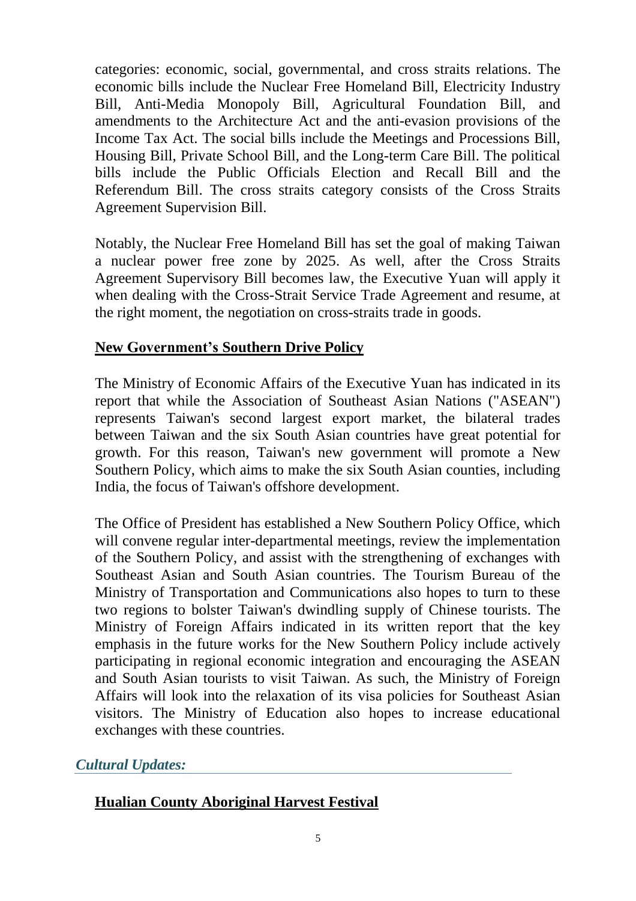categories: economic, social, governmental, and cross straits relations. The economic bills include the Nuclear Free Homeland Bill, Electricity Industry Bill, Anti-Media Monopoly Bill, Agricultural Foundation Bill, and amendments to the Architecture Act and the anti-evasion provisions of the Income Tax Act. The social bills include the Meetings and Processions Bill, Housing Bill, Private School Bill, and the Long-term Care Bill. The political bills include the Public Officials Election and Recall Bill and the Referendum Bill. The cross straits category consists of the Cross Straits Agreement Supervision Bill.

Notably, the Nuclear Free Homeland Bill has set the goal of making Taiwan a nuclear power free zone by 2025. As well, after the Cross Straits Agreement Supervisory Bill becomes law, the Executive Yuan will apply it when dealing with the Cross-Strait Service Trade Agreement and resume, at the right moment, the negotiation on cross-straits trade in goods.

## New Government's Southern Drive Policy

The Ministry of Economic Affairs of the Executive Yuan has indicated in its report that while the Association of Southeast Asian Nations ("ASEAN") represents Taiwan's second largest export market, the bilateral trades between Taiwan and the six South Asian countries have great potential for growth. For this reason, Taiwan's new government will promote a New Southern Policy, which aims to make the six South Asian counties, including India, the focus of Taiwan's offshore development.

The Office of President has established a New Southern Policy Office, which will convene regular inter-departmental meetings, review the implementation of the Southern Policy, and assist with the strengthening of exchanges with Southeast Asian and South Asian countries. The Tourism Bureau of the Ministry of Transportation and Communications also hopes to turn to these two regions to bolster Taiwan's dwindling supply of Chinese tourists. The Ministry of Foreign Affairs indicated in its written report that the key emphasis in the future works for the New Southern Policy include actively participating in regional economic integration and encouraging the ASEAN and South Asian tourists to visit Taiwan. As such, the Ministry of Foreign Affairs will look into the relaxation of its visa policies for Southeast Asian visitors. The Ministry of Education also hopes to increase educational exchanges with these countries.

# *Cultural Updates:*

## Hualian County Aboriginal Harvest Festival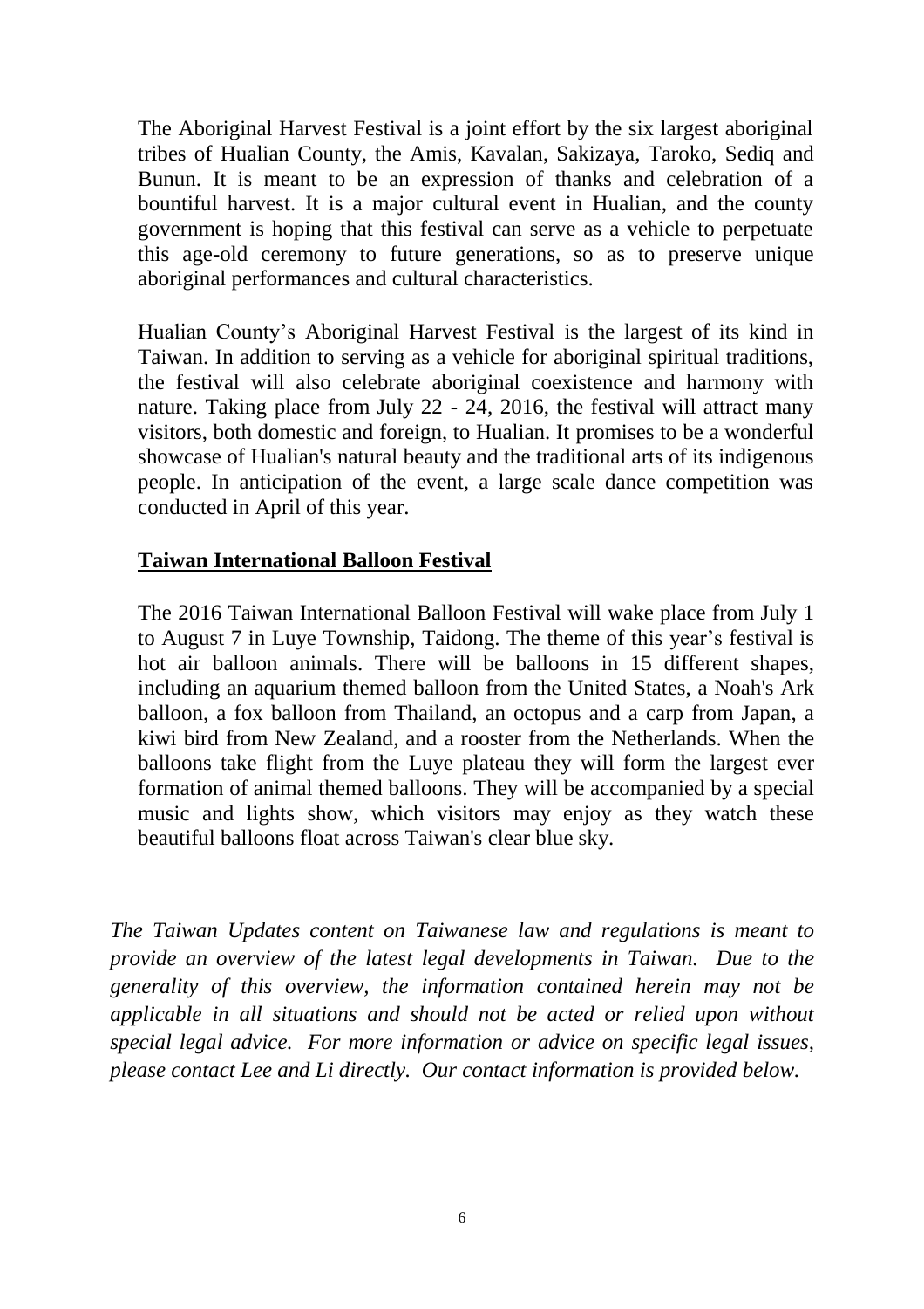The Aboriginal Harvest Festival is a joint effort by the six largest aboriginal tribes of Hualian County, the Amis, Kavalan, Sakizaya, Taroko, Sediq and Bunun. It is meant to be an expression of thanks and celebration of a bountiful harvest. It is a major cultural event in Hualian, and the county government is hoping that this festival can serve as a vehicle to perpetuate this age-old ceremony to future generations, so as to preserve unique aboriginal performances and cultural characteristics.

Hualian County's Aboriginal Harvest Festival is the largest of its kind in Taiwan. In addition to serving as a vehicle for aboriginal spiritual traditions, the festival will also celebrate aboriginal coexistence and harmony with nature. Taking place from July 22 - 24, 2016, the festival will attract many visitors, both domestic and foreign, to Hualian. It promises to be a wonderful showcase of Hualian's natural beauty and the traditional arts of its indigenous people. In anticipation of the event, a large scale dance competition was conducted in April of this year.

## Taiwan International Balloon Festival

The 2016 Taiwan International Balloon Festival will wake place from July 1 to August 7 in Luye Township, Taidong. The theme of this year's festival is hot air balloon animals. There will be balloons in 15 different shapes, including an aquarium themed balloon from the United States, a Noah's Ark balloon, a fox balloon from Thailand, an octopus and a carp from Japan, a kiwi bird from New Zealand, and a rooster from the Netherlands. When the balloons take flight from the Luye plateau they will form the largest ever formation of animal themed balloons. They will be accompanied by a special music and lights show, which visitors may enjoy as they watch these beautiful balloons float across Taiwan's clear blue sky.

*The Taiwan Updates content on Taiwanese law and regulations is meant to provide an overview of the latest legal developments in Taiwan. Due to the generality of this overview, the information contained herein may not be applicable in all situations and should not be acted or relied upon without special legal advice. For more information or advice on specific legal issues, please contact Lee and Li directly. Our contact information is provided below.*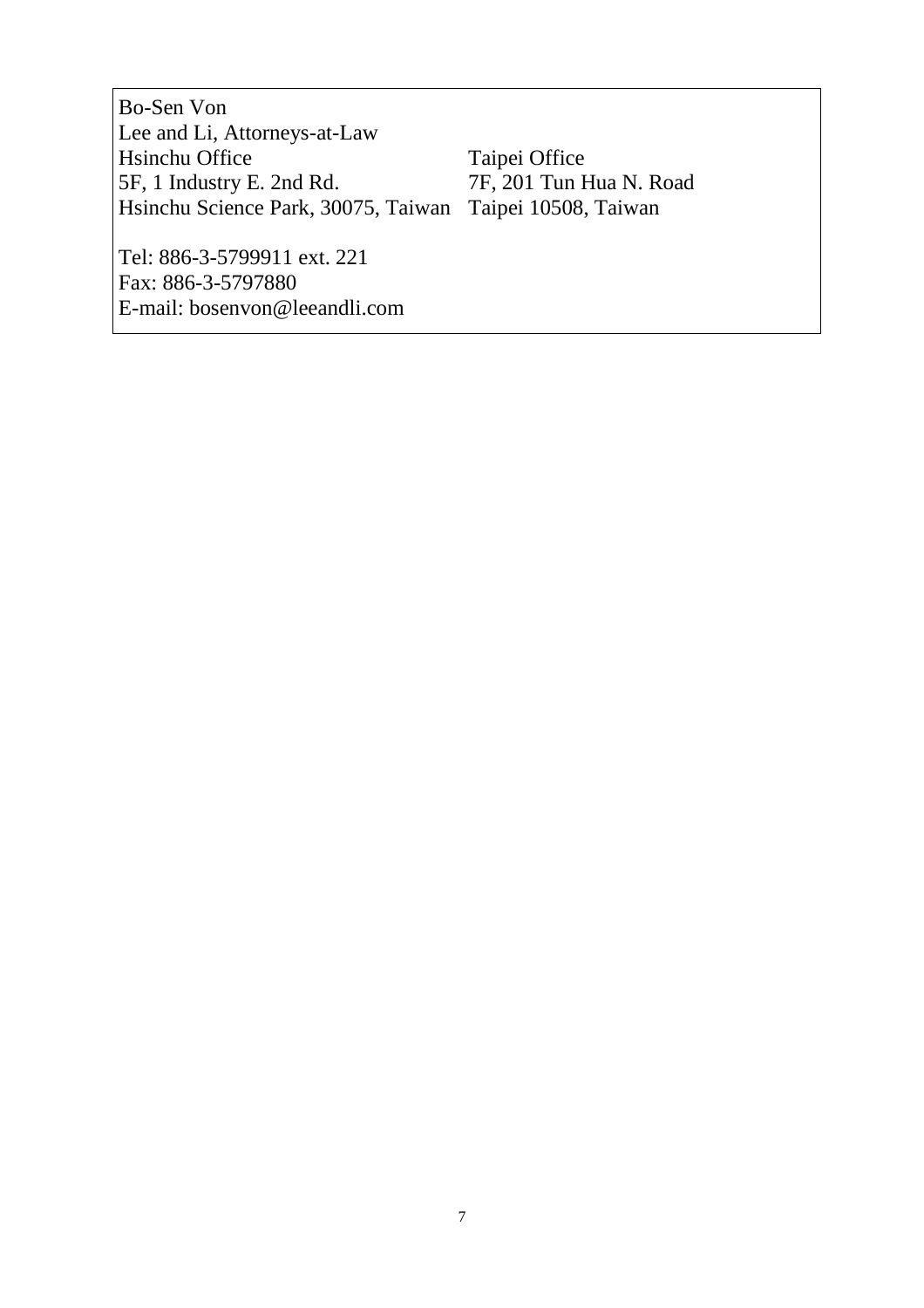Bo-Sen Von
Lee and Li, Attorneys-at-Law

| | |
|---|---|
| Hsinchu Office | Taipei Office |
| 5F, 1 Industry E. 2nd Rd. | 7F, 201 Tun Hua N. Road |
| Hsinchu Science Park, 30075, Taiwan | Taipei 10508, Taiwan |

Tel: 886-3-5799911 ext. 221
Fax: 886-3-5797880
E-mail: bosenvon@leeandli.com